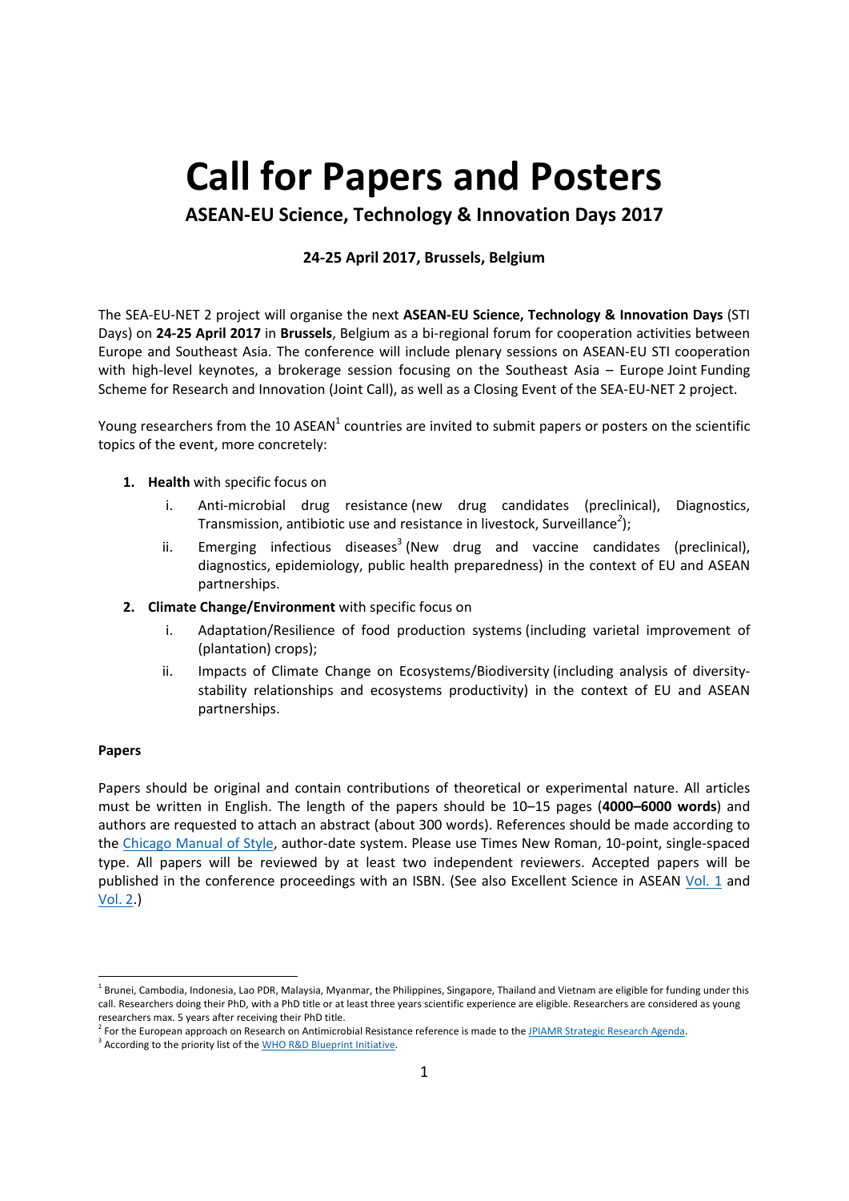# Call for Papers and Posters

## ASEAN-EU Science, Technology & Innovation Days 2017

**24-25 April 2017, Brussels, Belgium**

The SEA-EU-NET 2 project will organise the next **ASEAN-EU Science, Technology & Innovation Days** (STI Days) on **24-25 April 2017** in **Brussels**, Belgium as a bi-regional forum for cooperation activities between Europe and Southeast Asia. The conference will include plenary sessions on ASEAN-EU STI cooperation with high-level keynotes, a brokerage session focusing on the Southeast Asia – Europe Joint Funding Scheme for Research and Innovation (Joint Call), as well as a Closing Event of the SEA-EU-NET 2 project.

Young researchers from the 10 ASEAN[1] countries are invited to submit papers or posters on the scientific topics of the event, more concretely:

1. **Health** with specific focus on
   i. Anti-microbial drug resistance (new drug candidates (preclinical), Diagnostics, Transmission, antibiotic use and resistance in livestock, Surveillance[2]);
   ii. Emerging infectious diseases[3] (New drug and vaccine candidates (preclinical), diagnostics, epidemiology, public health preparedness) in the context of EU and ASEAN partnerships.
2. **Climate Change/Environment** with specific focus on
   i. Adaptation/Resilience of food production systems (including varietal improvement of (plantation) crops);
   ii. Impacts of Climate Change on Ecosystems/Biodiversity (including analysis of diversity-stability relationships and ecosystems productivity) in the context of EU and ASEAN partnerships.

**Papers**

Papers should be original and contain contributions of theoretical or experimental nature. All articles must be written in English. The length of the papers should be 10–15 pages (**4000–6000 words**) and authors are requested to attach an abstract (about 300 words). References should be made according to the Chicago Manual of Style, author-date system. Please use Times New Roman, 10-point, single-spaced type. All papers will be reviewed by at least two independent reviewers. Accepted papers will be published in the conference proceedings with an ISBN. (See also Excellent Science in ASEAN Vol. 1 and Vol. 2.)

---

[1] Brunei, Cambodia, Indonesia, Lao PDR, Malaysia, Myanmar, the Philippines, Singapore, Thailand and Vietnam are eligible for funding under this call. Researchers doing their PhD, with a PhD title or at least three years scientific experience are eligible. Researchers are considered as young researchers max. 5 years after receiving their PhD title.

[2] For the European approach on Research on Antimicrobial Resistance reference is made to the JPIAMR Strategic Research Agenda.

[3] According to the priority list of the WHO R&D Blueprint Initiative.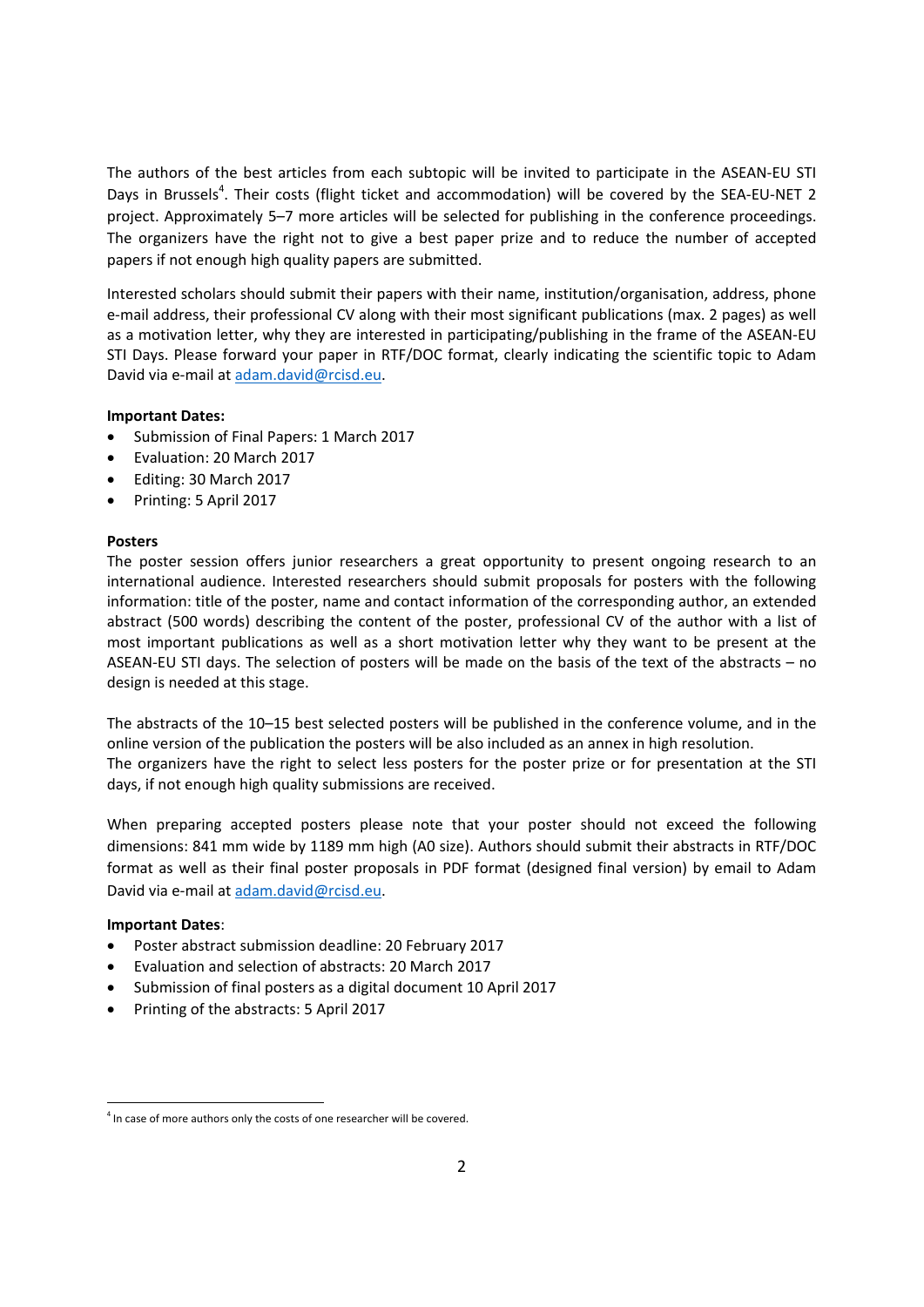The authors of the best articles from each subtopic will be invited to participate in the ASEAN-EU STI Days in Brussels[4]. Their costs (flight ticket and accommodation) will be covered by the SEA-EU-NET 2 project. Approximately 5–7 more articles will be selected for publishing in the conference proceedings. The organizers have the right not to give a best paper prize and to reduce the number of accepted papers if not enough high quality papers are submitted.

Interested scholars should submit their papers with their name, institution/organisation, address, phone e-mail address, their professional CV along with their most significant publications (max. 2 pages) as well as a motivation letter, why they are interested in participating/publishing in the frame of the ASEAN-EU STI Days. Please forward your paper in RTF/DOC format, clearly indicating the scientific topic to Adam David via e-mail at adam.david@rcisd.eu.

**Important Dates:**

- Submission of Final Papers: 1 March 2017
- Evaluation: 20 March 2017
- Editing: 30 March 2017
- Printing: 5 April 2017

**Posters**

The poster session offers junior researchers a great opportunity to present ongoing research to an international audience. Interested researchers should submit proposals for posters with the following information: title of the poster, name and contact information of the corresponding author, an extended abstract (500 words) describing the content of the poster, professional CV of the author with a list of most important publications as well as a short motivation letter why they want to be present at the ASEAN-EU STI days. The selection of posters will be made on the basis of the text of the abstracts – no design is needed at this stage.

The abstracts of the 10–15 best selected posters will be published in the conference volume, and in the online version of the publication the posters will be also included as an annex in high resolution.
The organizers have the right to select less posters for the poster prize or for presentation at the STI days, if not enough high quality submissions are received.

When preparing accepted posters please note that your poster should not exceed the following dimensions: 841 mm wide by 1189 mm high (A0 size). Authors should submit their abstracts in RTF/DOC format as well as their final poster proposals in PDF format (designed final version) by email to Adam David via e-mail at adam.david@rcisd.eu.

**Important Dates**:

- Poster abstract submission deadline: 20 February 2017
- Evaluation and selection of abstracts: 20 March 2017
- Submission of final posters as a digital document 10 April 2017
- Printing of the abstracts: 5 April 2017

[4] In case of more authors only the costs of one researcher will be covered.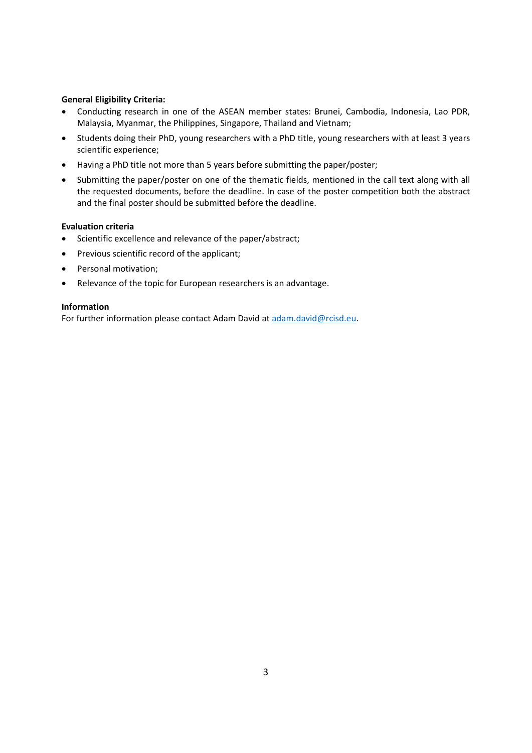**General Eligibility Criteria:**

- Conducting research in one of the ASEAN member states: Brunei, Cambodia, Indonesia, Lao PDR, Malaysia, Myanmar, the Philippines, Singapore, Thailand and Vietnam;
- Students doing their PhD, young researchers with a PhD title, young researchers with at least 3 years scientific experience;
- Having a PhD title not more than 5 years before submitting the paper/poster;
- Submitting the paper/poster on one of the thematic fields, mentioned in the call text along with all the requested documents, before the deadline. In case of the poster competition both the abstract and the final poster should be submitted before the deadline.

**Evaluation criteria**

- Scientific excellence and relevance of the paper/abstract;
- Previous scientific record of the applicant;
- Personal motivation;
- Relevance of the topic for European researchers is an advantage.

**Information**

For further information please contact Adam David at adam.david@rcisd.eu.